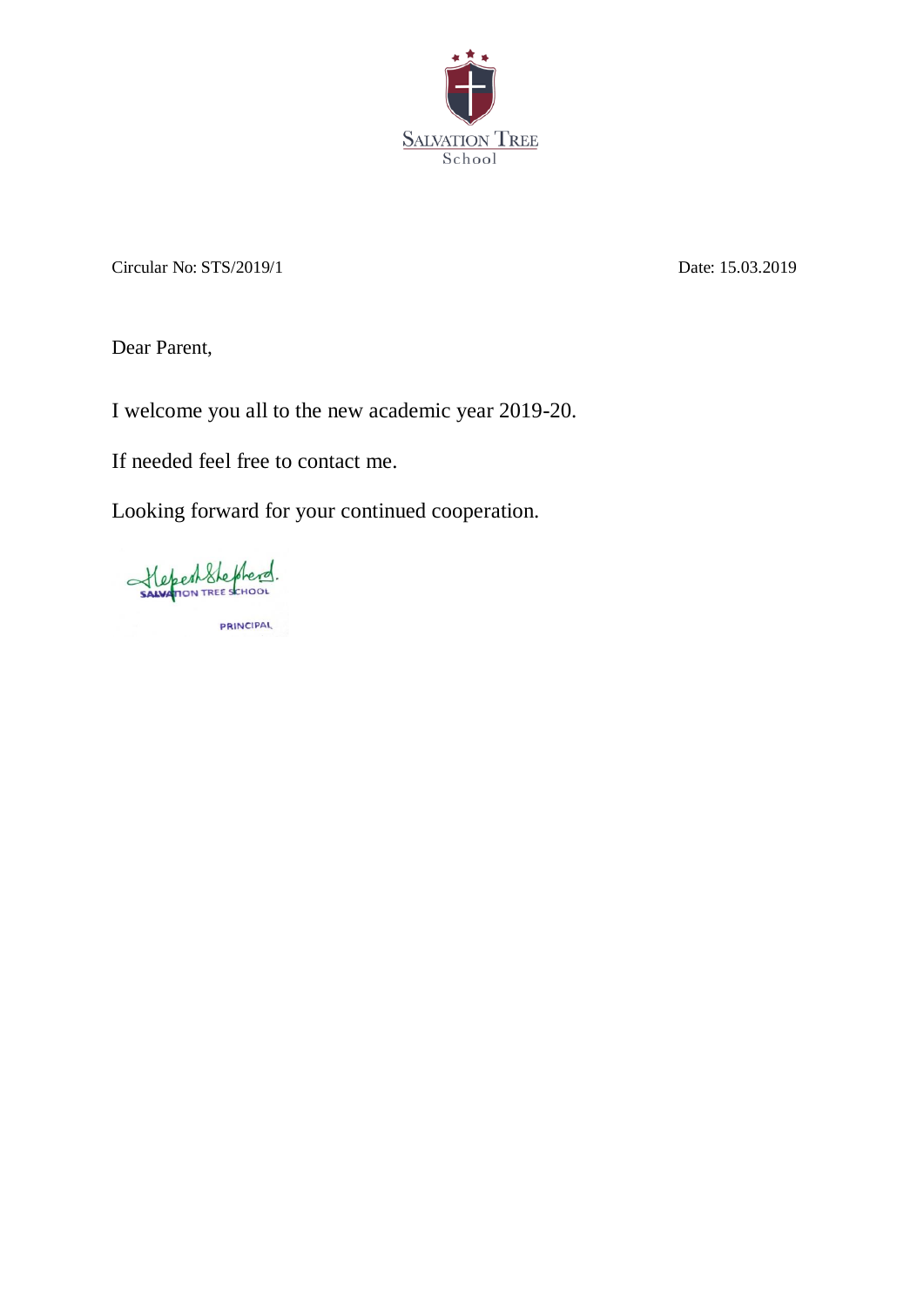SALVATION TREE
School

Circular No: STS/2019/1 Date: 15.03.2019

Dear Parent,

I welcome you all to the new academic year 2019-20.

If needed feel free to contact me.

Looking forward for your continued cooperation.

SALVATION TREE SCHOOL

PRINCIPAL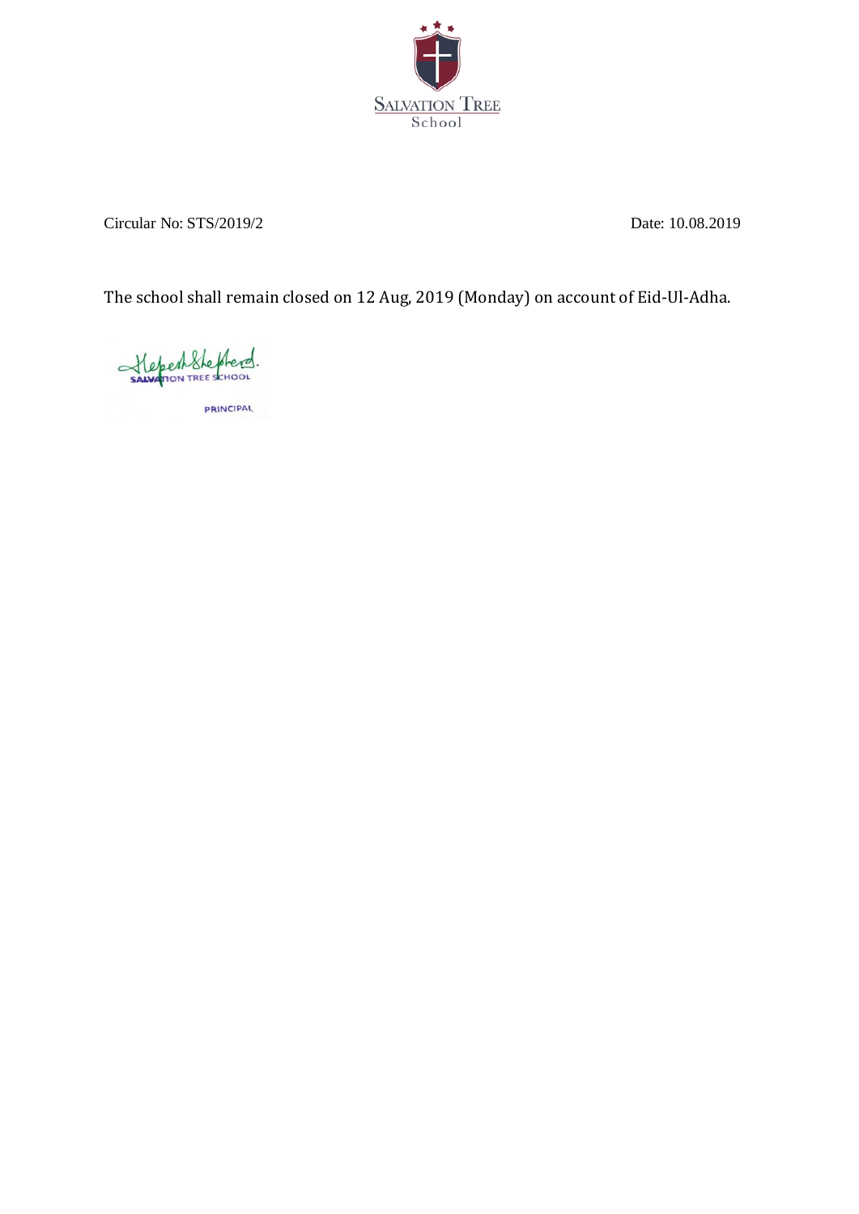Salvation Tree School

Circular No: STS/2019/2 Date: 10.08.2019

The school shall remain closed on 12 Aug, 2019 (Monday) on account of Eid-Ul-Adha.

SALVATION TREE SCHOOL

PRINCIPAL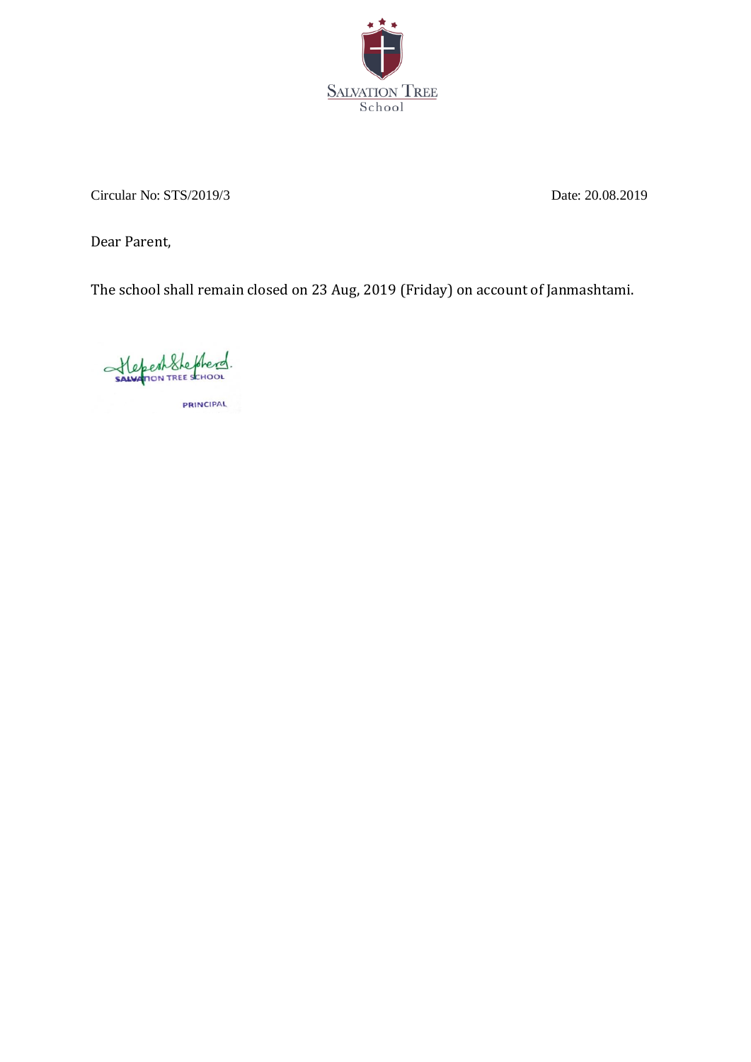SALVATION TREE
School

Circular No: STS/2019/3 Date: 20.08.2019

Dear Parent,

The school shall remain closed on 23 Aug, 2019 (Friday) on account of Janmashtami.

SALVATION TREE SCHOOL

PRINCIPAL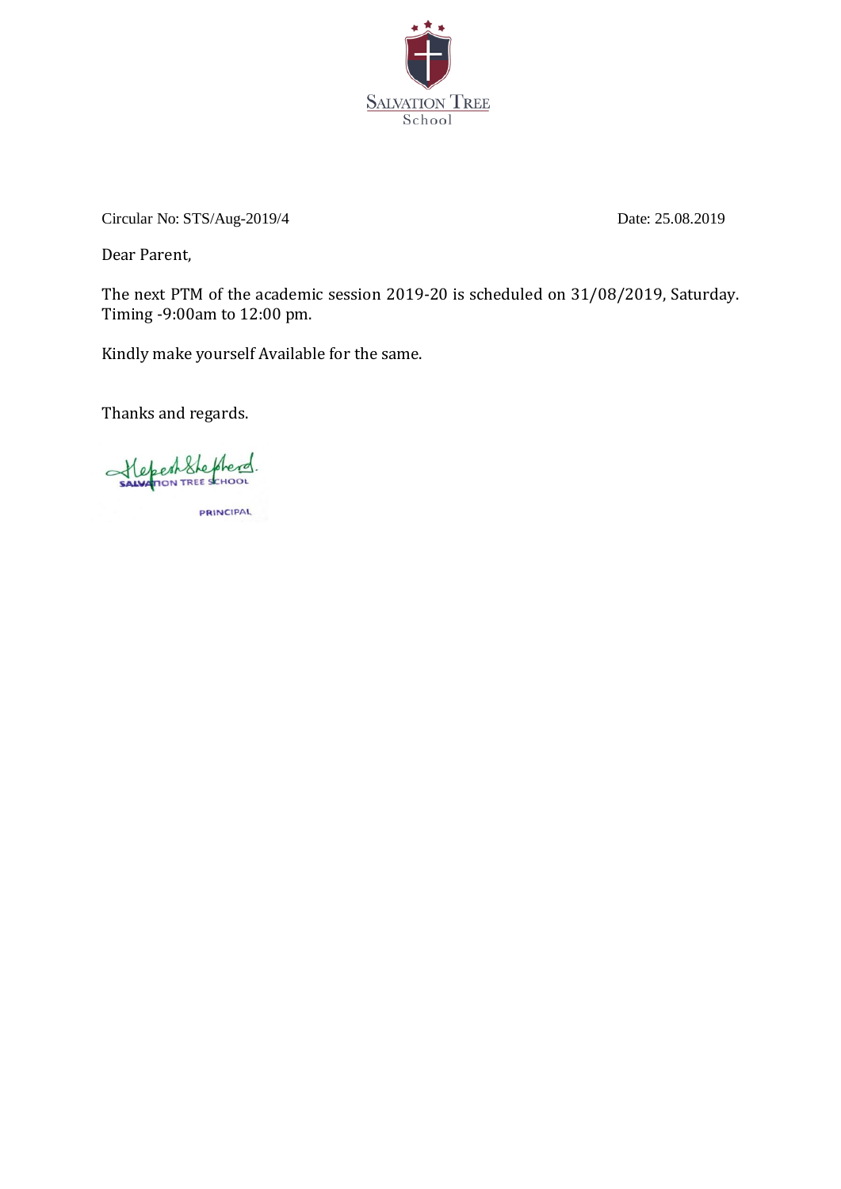SALVATION TREE
School

Circular No: STS/Aug-2019/4 Date: 25.08.2019

Dear Parent,

The next PTM of the academic session 2019-20 is scheduled on 31/08/2019, Saturday. Timing -9:00am to 12:00 pm.

Kindly make yourself Available for the same.

Thanks and regards.

SALVATION TREE SCHOOL

PRINCIPAL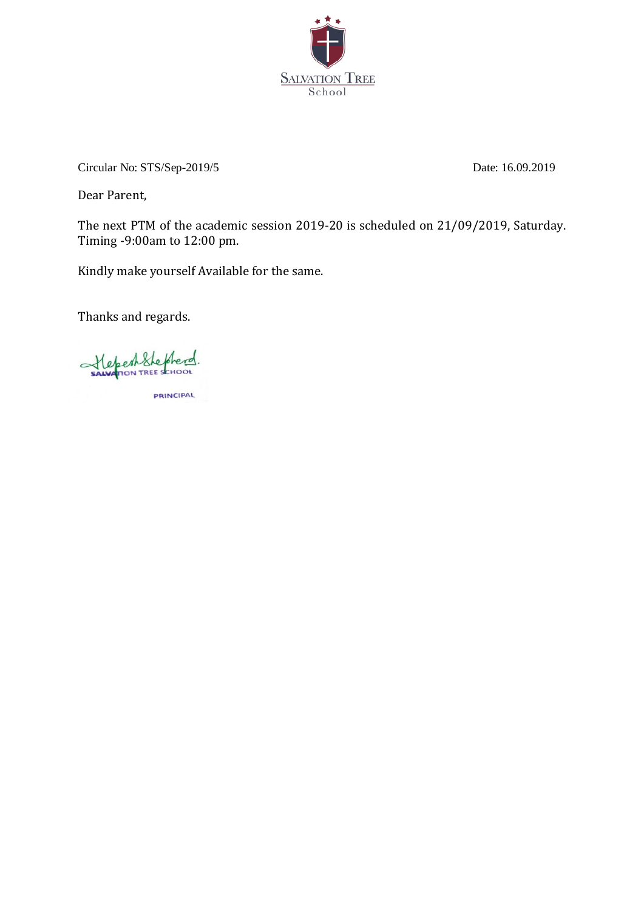Salvation Tree School

Circular No: STS/Sep-2019/5 Date: 16.09.2019

Dear Parent,

The next PTM of the academic session 2019-20 is scheduled on 21/09/2019, Saturday. Timing -9:00am to 12:00 pm.

Kindly make yourself Available for the same.

Thanks and regards.

SALVATION TREE SCHOOL

PRINCIPAL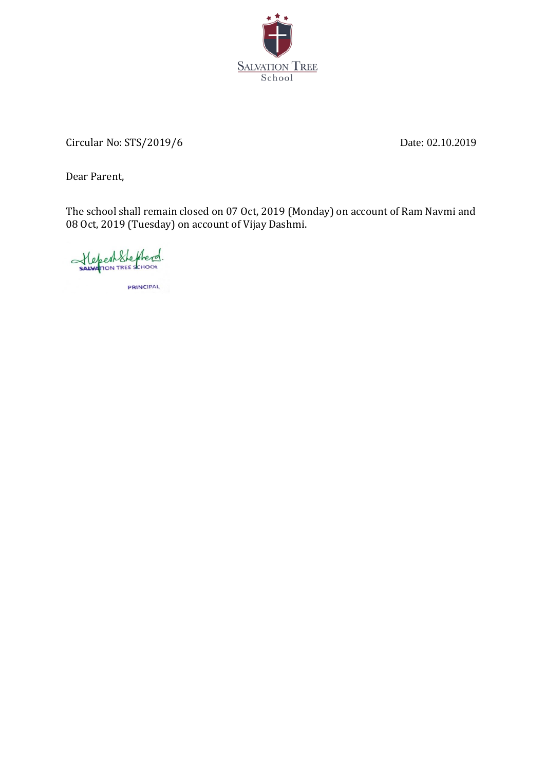Salvation Tree School

Circular No: STS/2019/6

Date: 02.10.2019

Dear Parent,

The school shall remain closed on 07 Oct, 2019 (Monday) on account of Ram Navmi and 08 Oct, 2019 (Tuesday) on account of Vijay Dashmi.

SALVATION TREE SCHOOL

PRINCIPAL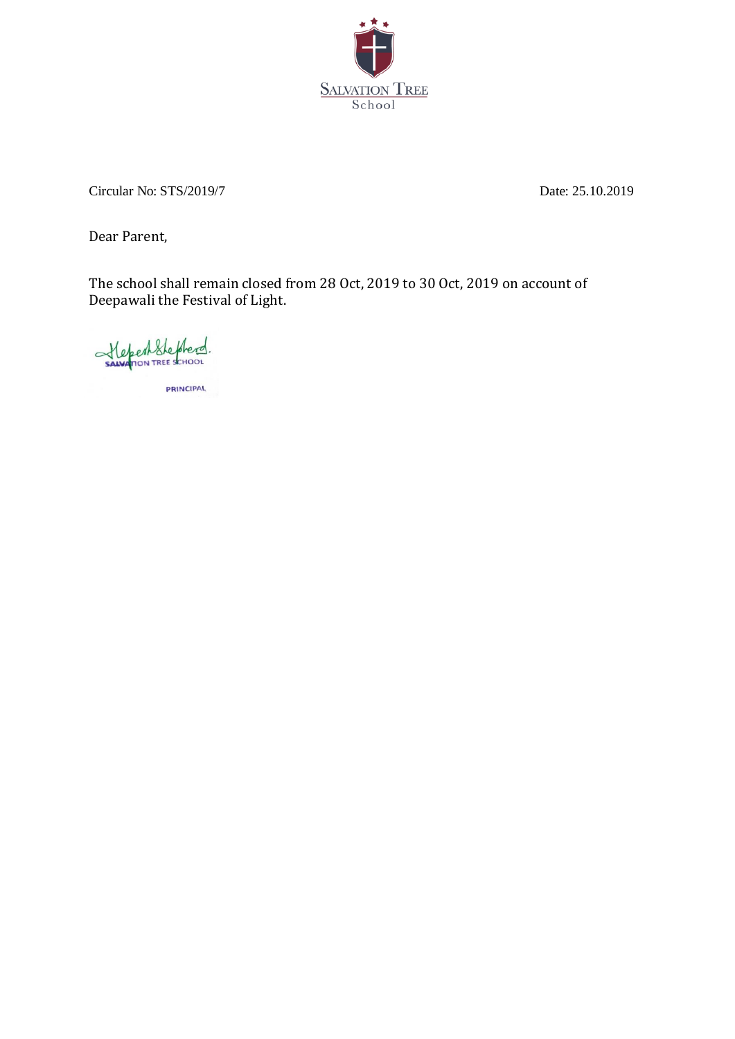SALVATION TREE
School

Circular No: STS/2019/7 Date: 25.10.2019

Dear Parent,

The school shall remain closed from 28 Oct, 2019 to 30 Oct, 2019 on account of Deepawali the Festival of Light.

SALVATION TREE SCHOOL

PRINCIPAL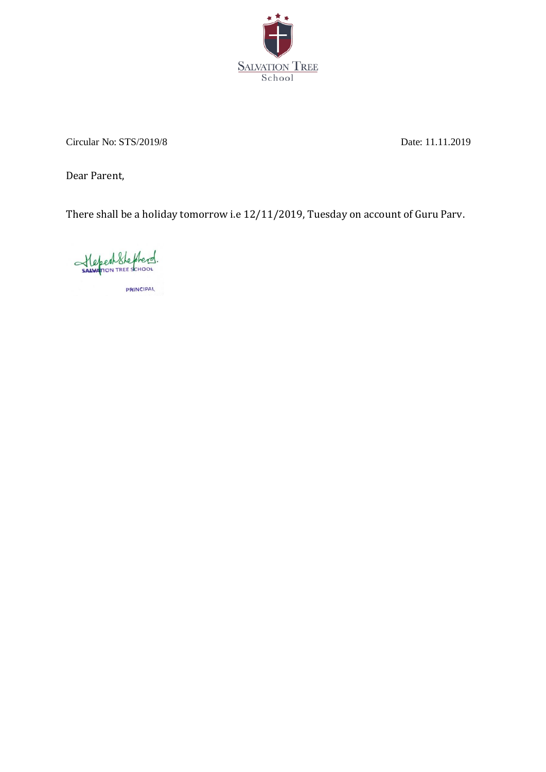SALVATION TREE
School

Circular No: STS/2019/8 Date: 11.11.2019

Dear Parent,

There shall be a holiday tomorrow i.e 12/11/2019, Tuesday on account of Guru Parv.

SALVATION TREE SCHOOL

PRINCIPAL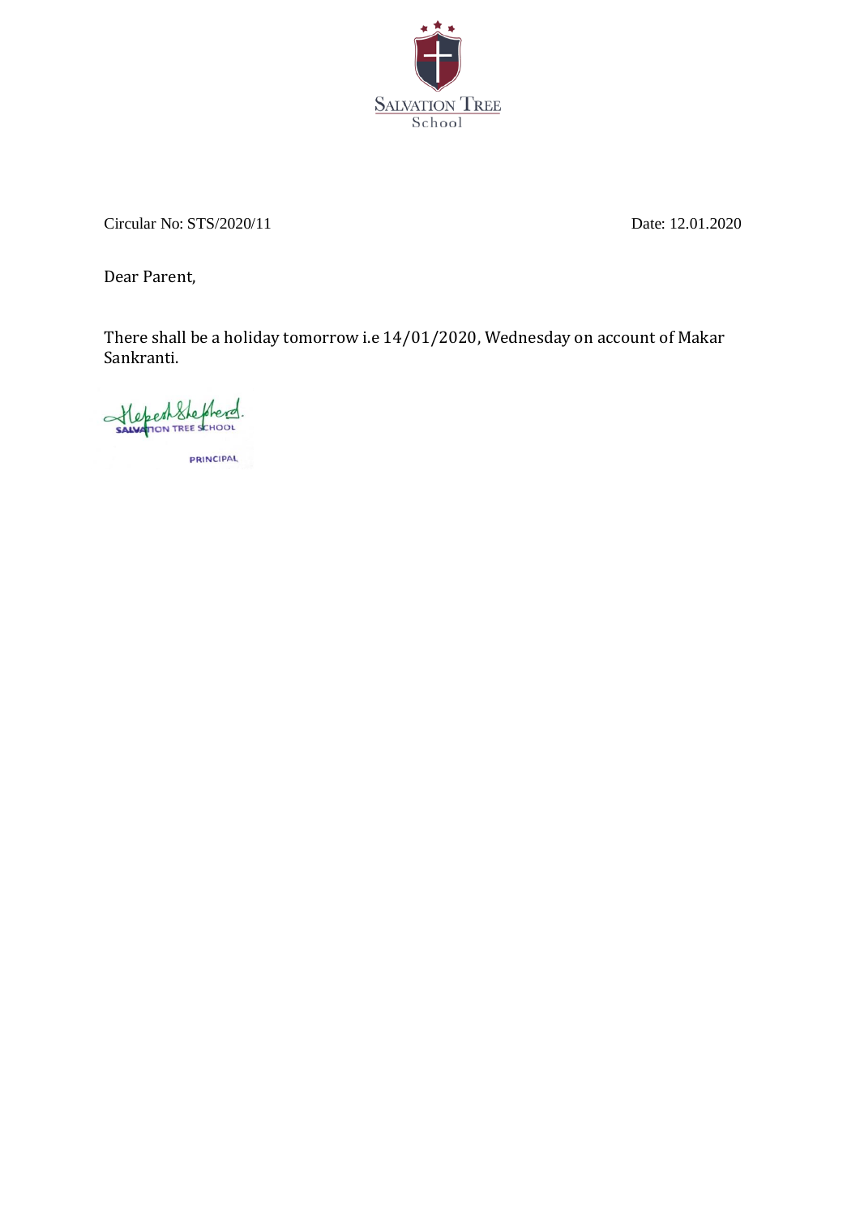SALVATION TREE
School

Circular No: STS/2020/11 Date: 12.01.2020

Dear Parent,

There shall be a holiday tomorrow i.e 14/01/2020, Wednesday on account of Makar Sankranti.

SALVATION TREE SCHOOL

PRINCIPAL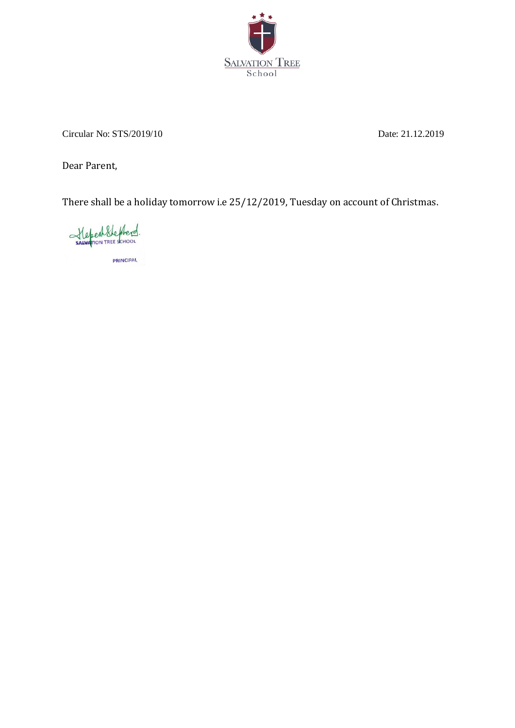SALVATION TREE
School

Circular No: STS/2019/10 Date: 21.12.2019

Dear Parent,

There shall be a holiday tomorrow i.e 25/12/2019, Tuesday on account of Christmas.

SALVATION TREE SCHOOL

PRINCIPAL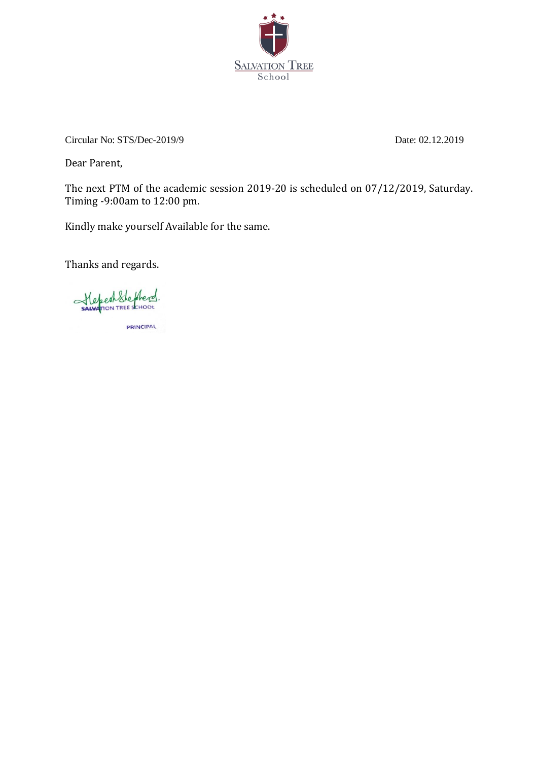SALVATION TREE
School

Circular No: STS/Dec-2019/9 Date: 02.12.2019

Dear Parent,

The next PTM of the academic session 2019-20 is scheduled on 07/12/2019, Saturday. Timing -9:00am to 12:00 pm.

Kindly make yourself Available for the same.

Thanks and regards.

SALVATION TREE SCHOOL

PRINCIPAL